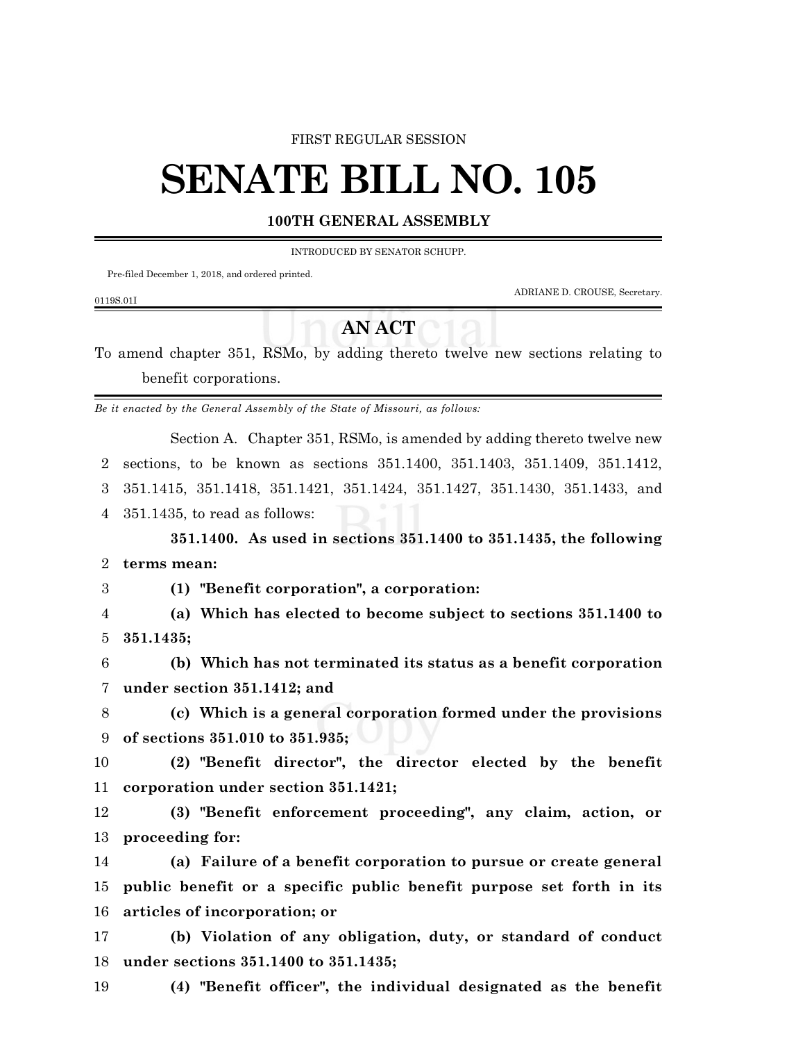FIRST REGULAR SESSION

# SENATE BILL NO. 105

**100TH GENERAL ASSEMBLY**

INTRODUCED BY SENATOR SCHUPP.

Pre-filed December 1, 2018, and ordered printed.

ADRIANE D. CROUSE, Secretary.

0119S.01I

## AN ACT

To amend chapter 351, RSMo, by adding thereto twelve new sections relating to benefit corporations.

*Be it enacted by the General Assembly of the State of Missouri, as follows:*

Section A. Chapter 351, RSMo, is amended by adding thereto twelve new sections, to be known as sections 351.1400, 351.1403, 351.1409, 351.1412, 351.1415, 351.1418, 351.1421, 351.1424, 351.1427, 351.1430, 351.1433, and 351.1435, to read as follows:

**351.1400. As used in sections 351.1400 to 351.1435, the following terms mean:**

**(1) "Benefit corporation", a corporation:**

**(a) Which has elected to become subject to sections 351.1400 to 351.1435;**

**(b) Which has not terminated its status as a benefit corporation under section 351.1412; and**

**(c) Which is a general corporation formed under the provisions of sections 351.010 to 351.935;**

**(2) "Benefit director", the director elected by the benefit corporation under section 351.1421;**

**(3) "Benefit enforcement proceeding", any claim, action, or proceeding for:**

**(a) Failure of a benefit corporation to pursue or create general public benefit or a specific public benefit purpose set forth in its articles of incorporation; or**

**(b) Violation of any obligation, duty, or standard of conduct under sections 351.1400 to 351.1435;**

**(4) "Benefit officer", the individual designated as the benefit**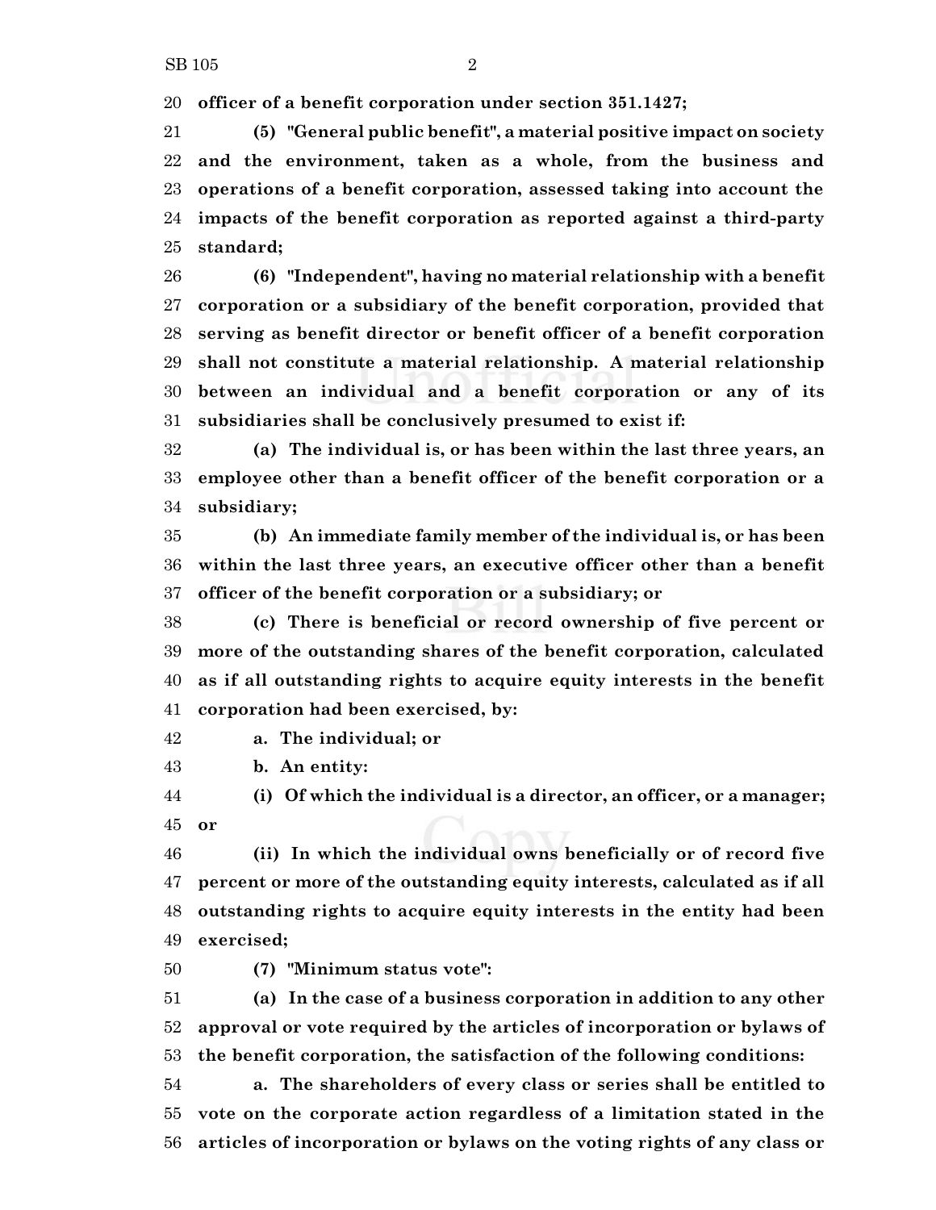**officer of a benefit corporation under section 351.1427;**

**(5) "General public benefit", a material positive impact on society and the environment, taken as a whole, from the business and operations of a benefit corporation, assessed taking into account the impacts of the benefit corporation as reported against a third-party standard;**

**(6) "Independent", having no material relationship with a benefit corporation or a subsidiary of the benefit corporation, provided that serving as benefit director or benefit officer of a benefit corporation shall not constitute a material relationship. A material relationship between an individual and a benefit corporation or any of its subsidiaries shall be conclusively presumed to exist if:**

**(a) The individual is, or has been within the last three years, an employee other than a benefit officer of the benefit corporation or a subsidiary;**

**(b) An immediate family member of the individual is, or has been within the last three years, an executive officer other than a benefit officer of the benefit corporation or a subsidiary; or**

**(c) There is beneficial or record ownership of five percent or more of the outstanding shares of the benefit corporation, calculated as if all outstanding rights to acquire equity interests in the benefit corporation had been exercised, by:**

**a. The individual; or**

**b. An entity:**

**(i) Of which the individual is a director, an officer, or a manager; or**

**(ii) In which the individual owns beneficially or of record five percent or more of the outstanding equity interests, calculated as if all outstanding rights to acquire equity interests in the entity had been exercised;**

**(7) "Minimum status vote":**

**(a) In the case of a business corporation in addition to any other approval or vote required by the articles of incorporation or bylaws of the benefit corporation, the satisfaction of the following conditions:**

**a. The shareholders of every class or series shall be entitled to vote on the corporate action regardless of a limitation stated in the articles of incorporation or bylaws on the voting rights of any class or**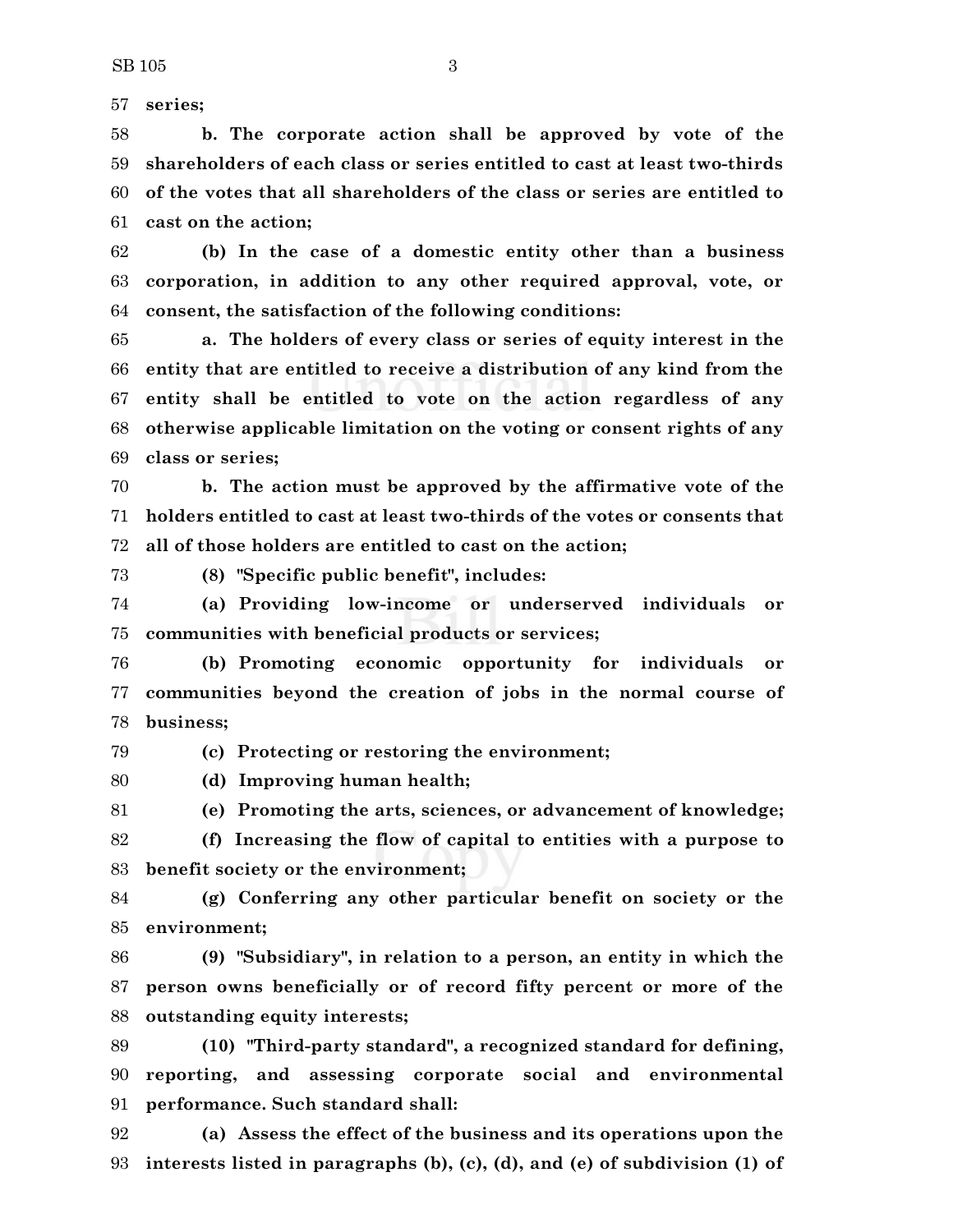**series;**

**b. The corporate action shall be approved by vote of the shareholders of each class or series entitled to cast at least two-thirds of the votes that all shareholders of the class or series are entitled to cast on the action;**

**(b) In the case of a domestic entity other than a business corporation, in addition to any other required approval, vote, or consent, the satisfaction of the following conditions:**

**a. The holders of every class or series of equity interest in the entity that are entitled to receive a distribution of any kind from the entity shall be entitled to vote on the action regardless of any otherwise applicable limitation on the voting or consent rights of any class or series;**

**b. The action must be approved by the affirmative vote of the holders entitled to cast at least two-thirds of the votes or consents that all of those holders are entitled to cast on the action;**

**(8) "Specific public benefit", includes:**

**(a) Providing low-income or underserved individuals or communities with beneficial products or services;**

**(b) Promoting economic opportunity for individuals or communities beyond the creation of jobs in the normal course of business;**

**(c) Protecting or restoring the environment;**

**(d) Improving human health;**

**(e) Promoting the arts, sciences, or advancement of knowledge;**

**(f) Increasing the flow of capital to entities with a purpose to benefit society or the environment;**

**(g) Conferring any other particular benefit on society or the environment;**

**(9) "Subsidiary", in relation to a person, an entity in which the person owns beneficially or of record fifty percent or more of the outstanding equity interests;**

**(10) "Third-party standard", a recognized standard for defining, reporting, and assessing corporate social and environmental performance. Such standard shall:**

**(a) Assess the effect of the business and its operations upon the interests listed in paragraphs (b), (c), (d), and (e) of subdivision (1) of**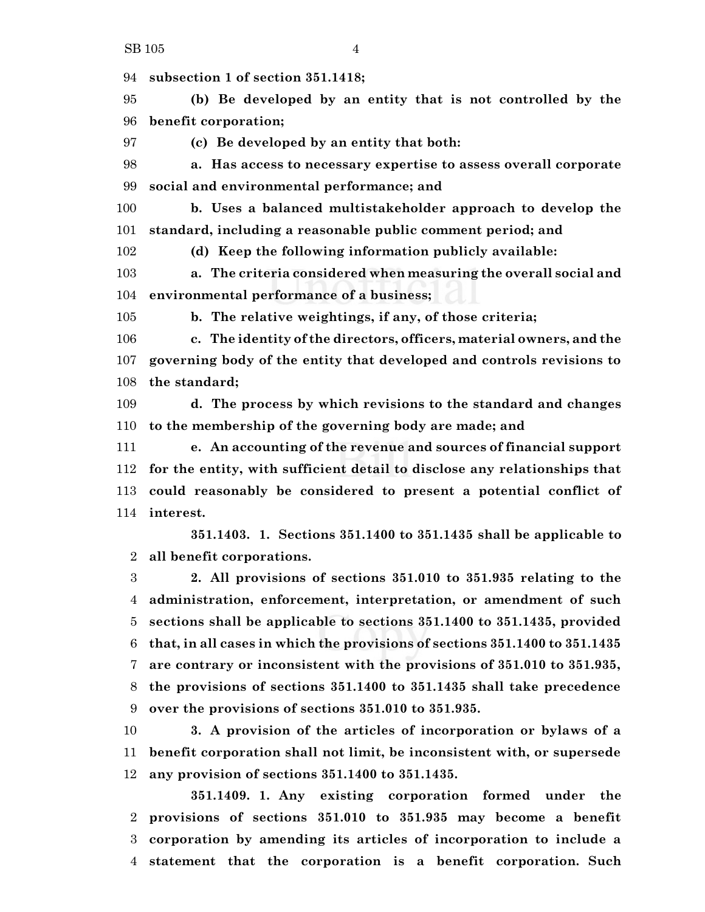**subsection 1 of section 351.1418;**

**(b) Be developed by an entity that is not controlled by the benefit corporation;**

**(c) Be developed by an entity that both:**

**a. Has access to necessary expertise to assess overall corporate social and environmental performance; and**

**b. Uses a balanced multistakeholder approach to develop the standard, including a reasonable public comment period; and**

**(d) Keep the following information publicly available:**

**a. The criteria considered when measuring the overall social and environmental performance of a business;**

**b. The relative weightings, if any, of those criteria;**

**c. The identity of the directors, officers, material owners, and the governing body of the entity that developed and controls revisions to the standard;**

**d. The process by which revisions to the standard and changes to the membership of the governing body are made; and**

**e. An accounting of the revenue and sources of financial support for the entity, with sufficient detail to disclose any relationships that could reasonably be considered to present a potential conflict of interest.**

**351.1403. 1. Sections 351.1400 to 351.1435 shall be applicable to all benefit corporations.**

**2. All provisions of sections 351.010 to 351.935 relating to the administration, enforcement, interpretation, or amendment of such sections shall be applicable to sections 351.1400 to 351.1435, provided that, in all cases in which the provisions of sections 351.1400 to 351.1435 are contrary or inconsistent with the provisions of 351.010 to 351.935, the provisions of sections 351.1400 to 351.1435 shall take precedence over the provisions of sections 351.010 to 351.935.**

**3. A provision of the articles of incorporation or bylaws of a benefit corporation shall not limit, be inconsistent with, or supersede any provision of sections 351.1400 to 351.1435.**

**351.1409. 1. Any existing corporation formed under the provisions of sections 351.010 to 351.935 may become a benefit corporation by amending its articles of incorporation to include a statement that the corporation is a benefit corporation. Such**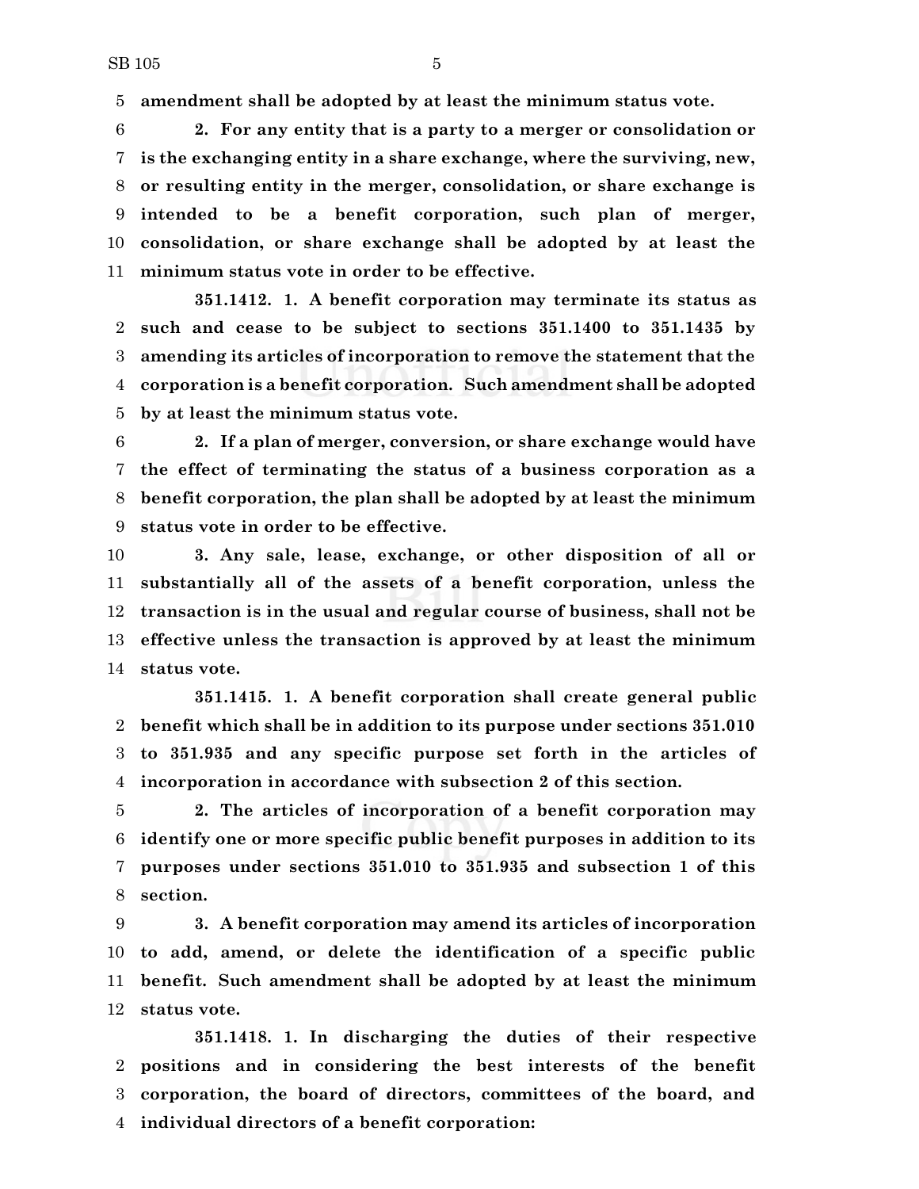**amendment shall be adopted by at least the minimum status vote.**

**2. For any entity that is a party to a merger or consolidation or is the exchanging entity in a share exchange, where the surviving, new, or resulting entity in the merger, consolidation, or share exchange is intended to be a benefit corporation, such plan of merger, consolidation, or share exchange shall be adopted by at least the minimum status vote in order to be effective.**

**351.1412. 1. A benefit corporation may terminate its status as such and cease to be subject to sections 351.1400 to 351.1435 by amending its articles of incorporation to remove the statement that the corporation is a benefit corporation. Such amendment shall be adopted by at least the minimum status vote.**

**2. If a plan of merger, conversion, or share exchange would have the effect of terminating the status of a business corporation as a benefit corporation, the plan shall be adopted by at least the minimum status vote in order to be effective.**

**3. Any sale, lease, exchange, or other disposition of all or substantially all of the assets of a benefit corporation, unless the transaction is in the usual and regular course of business, shall not be effective unless the transaction is approved by at least the minimum status vote.**

**351.1415. 1. A benefit corporation shall create general public benefit which shall be in addition to its purpose under sections 351.010 to 351.935 and any specific purpose set forth in the articles of incorporation in accordance with subsection 2 of this section.**

**2. The articles of incorporation of a benefit corporation may identify one or more specific public benefit purposes in addition to its purposes under sections 351.010 to 351.935 and subsection 1 of this section.**

**3. A benefit corporation may amend its articles of incorporation to add, amend, or delete the identification of a specific public benefit. Such amendment shall be adopted by at least the minimum status vote.**

**351.1418. 1. In discharging the duties of their respective positions and in considering the best interests of the benefit corporation, the board of directors, committees of the board, and individual directors of a benefit corporation:**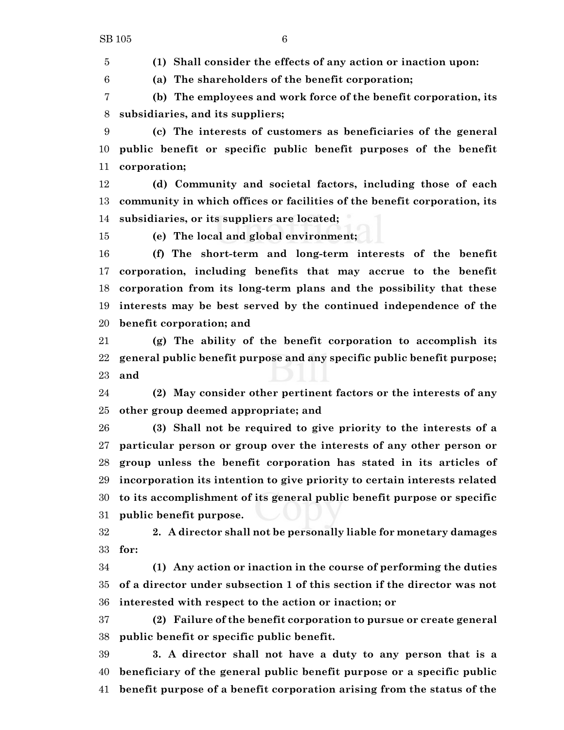**(1) Shall consider the effects of any action or inaction upon:**

**(a) The shareholders of the benefit corporation;**

**(b) The employees and work force of the benefit corporation, its subsidiaries, and its suppliers;**

**(c) The interests of customers as beneficiaries of the general public benefit or specific public benefit purposes of the benefit corporation;**

**(d) Community and societal factors, including those of each community in which offices or facilities of the benefit corporation, its subsidiaries, or its suppliers are located;**

**(e) The local and global environment;**

**(f) The short-term and long-term interests of the benefit corporation, including benefits that may accrue to the benefit corporation from its long-term plans and the possibility that these interests may be best served by the continued independence of the benefit corporation; and**

**(g) The ability of the benefit corporation to accomplish its general public benefit purpose and any specific public benefit purpose; and**

**(2) May consider other pertinent factors or the interests of any other group deemed appropriate; and**

**(3) Shall not be required to give priority to the interests of a particular person or group over the interests of any other person or group unless the benefit corporation has stated in its articles of incorporation its intention to give priority to certain interests related to its accomplishment of its general public benefit purpose or specific public benefit purpose.**

**2. A director shall not be personally liable for monetary damages for:**

**(1) Any action or inaction in the course of performing the duties of a director under subsection 1 of this section if the director was not interested with respect to the action or inaction; or**

**(2) Failure of the benefit corporation to pursue or create general public benefit or specific public benefit.**

**3. A director shall not have a duty to any person that is a beneficiary of the general public benefit purpose or a specific public benefit purpose of a benefit corporation arising from the status of the**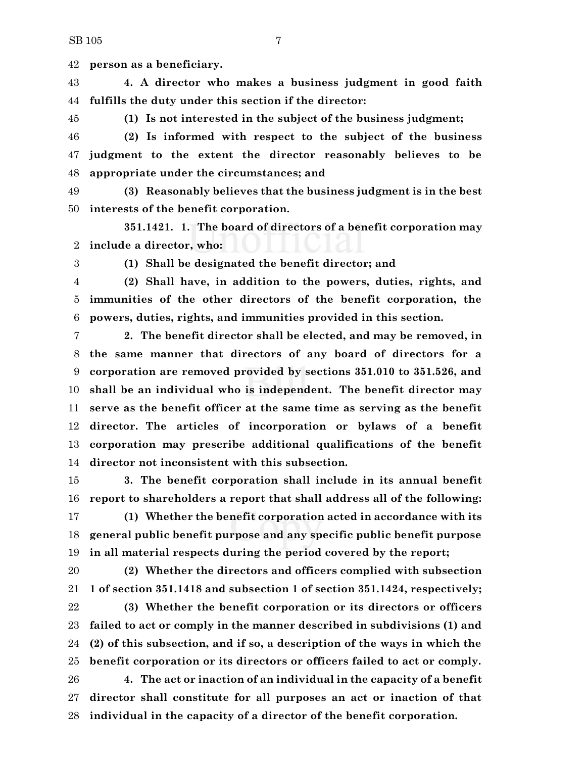**person as a beneficiary.**

**4. A director who makes a business judgment in good faith fulfills the duty under this section if the director:**

**(1) Is not interested in the subject of the business judgment;**

**(2) Is informed with respect to the subject of the business judgment to the extent the director reasonably believes to be appropriate under the circumstances; and**

**(3) Reasonably believes that the business judgment is in the best interests of the benefit corporation.**

**351.1421. 1. The board of directors of a benefit corporation may include a director, who:**

**(1) Shall be designated the benefit director; and**

**(2) Shall have, in addition to the powers, duties, rights, and immunities of the other directors of the benefit corporation, the powers, duties, rights, and immunities provided in this section.**

**2. The benefit director shall be elected, and may be removed, in the same manner that directors of any board of directors for a corporation are removed provided by sections 351.010 to 351.526, and shall be an individual who is independent. The benefit director may serve as the benefit officer at the same time as serving as the benefit director. The articles of incorporation or bylaws of a benefit corporation may prescribe additional qualifications of the benefit director not inconsistent with this subsection.**

**3. The benefit corporation shall include in its annual benefit report to shareholders a report that shall address all of the following:**

**(1) Whether the benefit corporation acted in accordance with its general public benefit purpose and any specific public benefit purpose in all material respects during the period covered by the report;**

**(2) Whether the directors and officers complied with subsection 1 of section 351.1418 and subsection 1 of section 351.1424, respectively;**

**(3) Whether the benefit corporation or its directors or officers failed to act or comply in the manner described in subdivisions (1) and (2) of this subsection, and if so, a description of the ways in which the benefit corporation or its directors or officers failed to act or comply.**

**4. The act or inaction of an individual in the capacity of a benefit director shall constitute for all purposes an act or inaction of that individual in the capacity of a director of the benefit corporation.**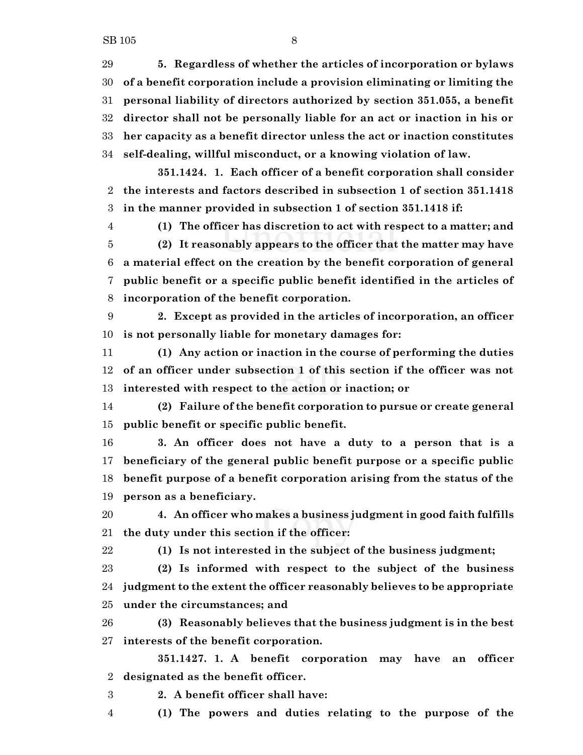**5. Regardless of whether the articles of incorporation or bylaws of a benefit corporation include a provision eliminating or limiting the personal liability of directors authorized by section 351.055, a benefit director shall not be personally liable for an act or inaction in his or her capacity as a benefit director unless the act or inaction constitutes self-dealing, willful misconduct, or a knowing violation of law.**

**351.1424. 1. Each officer of a benefit corporation shall consider the interests and factors described in subsection 1 of section 351.1418 in the manner provided in subsection 1 of section 351.1418 if:**

**(1) The officer has discretion to act with respect to a matter; and**

**(2) It reasonably appears to the officer that the matter may have a material effect on the creation by the benefit corporation of general public benefit or a specific public benefit identified in the articles of incorporation of the benefit corporation.**

**2. Except as provided in the articles of incorporation, an officer is not personally liable for monetary damages for:**

**(1) Any action or inaction in the course of performing the duties of an officer under subsection 1 of this section if the officer was not interested with respect to the action or inaction; or**

**(2) Failure of the benefit corporation to pursue or create general public benefit or specific public benefit.**

**3. An officer does not have a duty to a person that is a beneficiary of the general public benefit purpose or a specific public benefit purpose of a benefit corporation arising from the status of the person as a beneficiary.**

**4. An officer who makes a business judgment in good faith fulfills the duty under this section if the officer:**

**(1) Is not interested in the subject of the business judgment;**

**(2) Is informed with respect to the subject of the business judgment to the extent the officer reasonably believes to be appropriate under the circumstances; and**

**(3) Reasonably believes that the business judgment is in the best interests of the benefit corporation.**

**351.1427. 1. A benefit corporation may have an officer designated as the benefit officer.**

**2. A benefit officer shall have:**

**(1) The powers and duties relating to the purpose of the**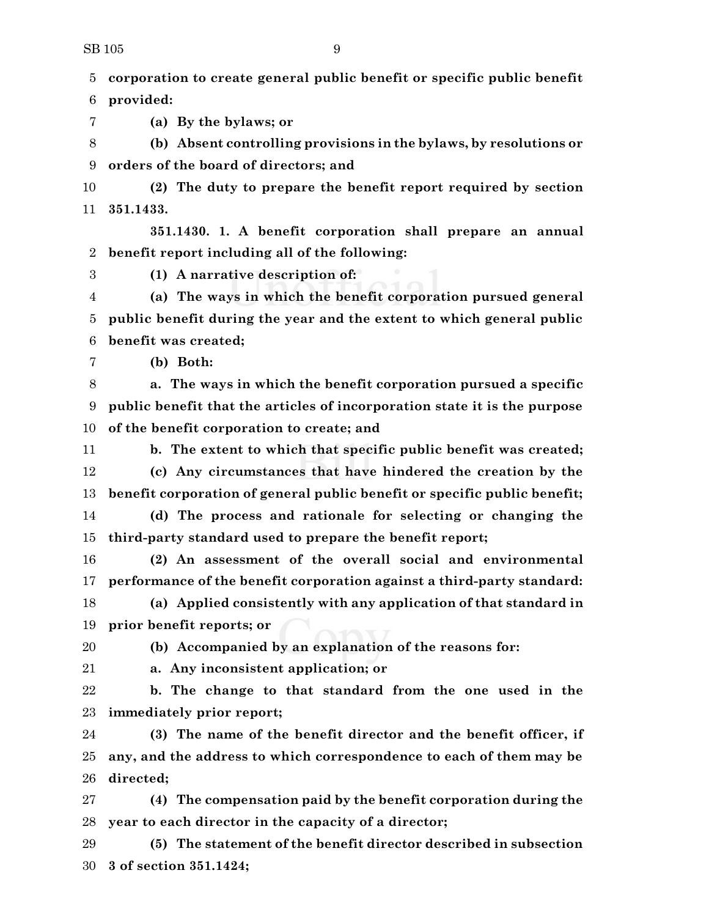**corporation to create general public benefit or specific public benefit provided:**

**(a) By the bylaws; or**

**(b) Absent controlling provisions in the bylaws, by resolutions or orders of the board of directors; and**

**(2) The duty to prepare the benefit report required by section 351.1433.**

**351.1430. 1. A benefit corporation shall prepare an annual benefit report including all of the following:**

**(1) A narrative description of:**

**(a) The ways in which the benefit corporation pursued general public benefit during the year and the extent to which general public benefit was created;**

**(b) Both:**

**a. The ways in which the benefit corporation pursued a specific public benefit that the articles of incorporation state it is the purpose of the benefit corporation to create; and**

**b. The extent to which that specific public benefit was created;**

**(c) Any circumstances that have hindered the creation by the benefit corporation of general public benefit or specific public benefit;**

**(d) The process and rationale for selecting or changing the third-party standard used to prepare the benefit report;**

**(2) An assessment of the overall social and environmental performance of the benefit corporation against a third-party standard:**

**(a) Applied consistently with any application of that standard in prior benefit reports; or**

**(b) Accompanied by an explanation of the reasons for:**

**a. Any inconsistent application; or**

**b. The change to that standard from the one used in the immediately prior report;**

**(3) The name of the benefit director and the benefit officer, if any, and the address to which correspondence to each of them may be directed;**

**(4) The compensation paid by the benefit corporation during the year to each director in the capacity of a director;**

**(5) The statement of the benefit director described in subsection 3 of section 351.1424;**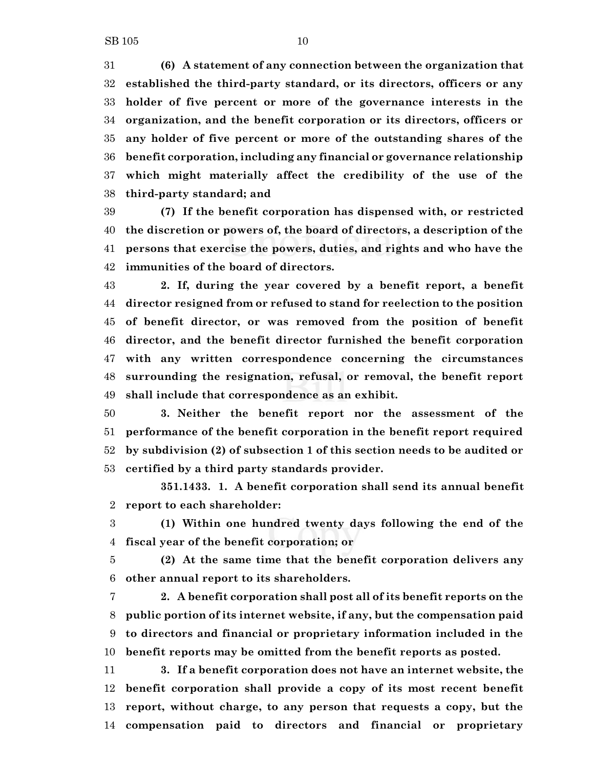**(6) A statement of any connection between the organization that established the third-party standard, or its directors, officers or any holder of five percent or more of the governance interests in the organization, and the benefit corporation or its directors, officers or any holder of five percent or more of the outstanding shares of the benefit corporation, including any financial or governance relationship which might materially affect the credibility of the use of the third-party standard; and**

**(7) If the benefit corporation has dispensed with, or restricted the discretion or powers of, the board of directors, a description of the persons that exercise the powers, duties, and rights and who have the immunities of the board of directors.**

**2. If, during the year covered by a benefit report, a benefit director resigned from or refused to stand for reelection to the position of benefit director, or was removed from the position of benefit director, and the benefit director furnished the benefit corporation with any written correspondence concerning the circumstances surrounding the resignation, refusal, or removal, the benefit report shall include that correspondence as an exhibit.**

**3. Neither the benefit report nor the assessment of the performance of the benefit corporation in the benefit report required by subdivision (2) of subsection 1 of this section needs to be audited or certified by a third party standards provider.**

**351.1433. 1. A benefit corporation shall send its annual benefit report to each shareholder:**

**(1) Within one hundred twenty days following the end of the fiscal year of the benefit corporation; or**

**(2) At the same time that the benefit corporation delivers any other annual report to its shareholders.**

**2. A benefit corporation shall post all of its benefit reports on the public portion of its internet website, if any, but the compensation paid to directors and financial or proprietary information included in the benefit reports may be omitted from the benefit reports as posted.**

**3. If a benefit corporation does not have an internet website, the benefit corporation shall provide a copy of its most recent benefit report, without charge, to any person that requests a copy, but the compensation paid to directors and financial or proprietary**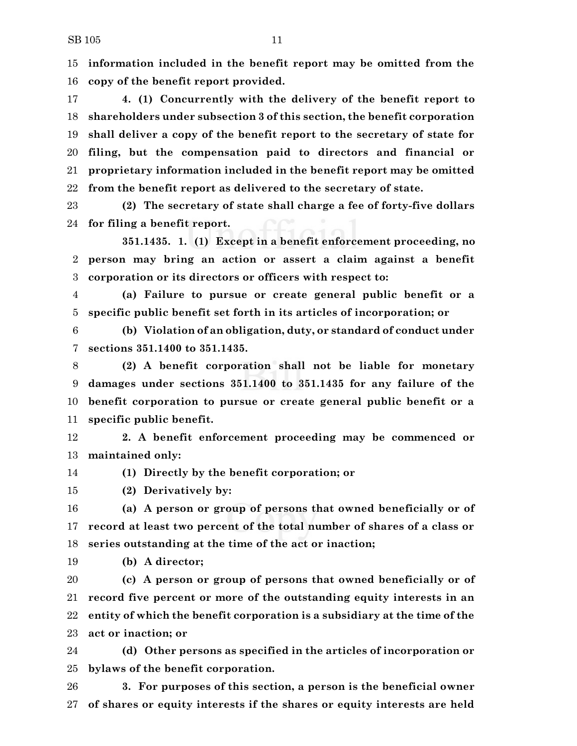**information included in the benefit report may be omitted from the copy of the benefit report provided.**

**4. (1) Concurrently with the delivery of the benefit report to shareholders under subsection 3 of this section, the benefit corporation shall deliver a copy of the benefit report to the secretary of state for filing, but the compensation paid to directors and financial or proprietary information included in the benefit report may be omitted from the benefit report as delivered to the secretary of state.**

**(2) The secretary of state shall charge a fee of forty-five dollars for filing a benefit report.**

**351.1435. 1. (1) Except in a benefit enforcement proceeding, no person may bring an action or assert a claim against a benefit corporation or its directors or officers with respect to:**

**(a) Failure to pursue or create general public benefit or a specific public benefit set forth in its articles of incorporation; or**

**(b) Violation of an obligation, duty, or standard of conduct under sections 351.1400 to 351.1435.**

**(2) A benefit corporation shall not be liable for monetary damages under sections 351.1400 to 351.1435 for any failure of the benefit corporation to pursue or create general public benefit or a specific public benefit.**

**2. A benefit enforcement proceeding may be commenced or maintained only:**

**(1) Directly by the benefit corporation; or**

**(2) Derivatively by:**

**(a) A person or group of persons that owned beneficially or of record at least two percent of the total number of shares of a class or series outstanding at the time of the act or inaction;**

**(b) A director;**

**(c) A person or group of persons that owned beneficially or of record five percent or more of the outstanding equity interests in an entity of which the benefit corporation is a subsidiary at the time of the act or inaction; or**

**(d) Other persons as specified in the articles of incorporation or bylaws of the benefit corporation.**

**3. For purposes of this section, a person is the beneficial owner of shares or equity interests if the shares or equity interests are held**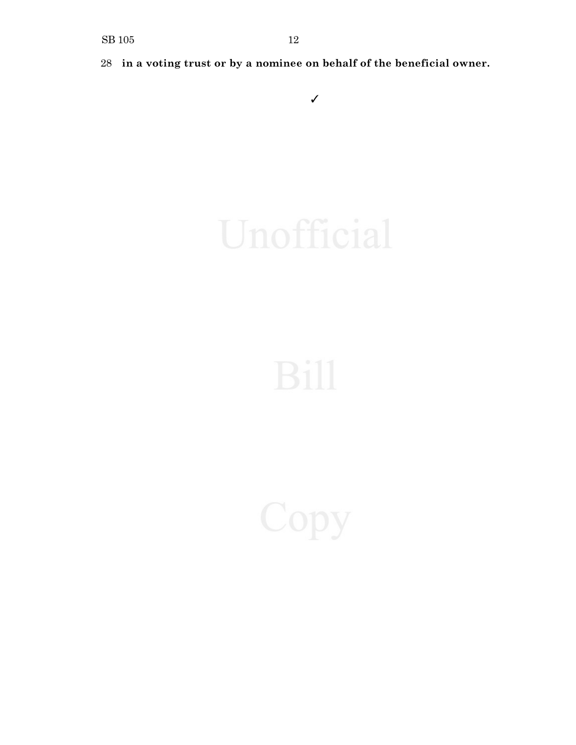28 **in a voting trust or by a nominee on behalf of the beneficial owner.**

✓